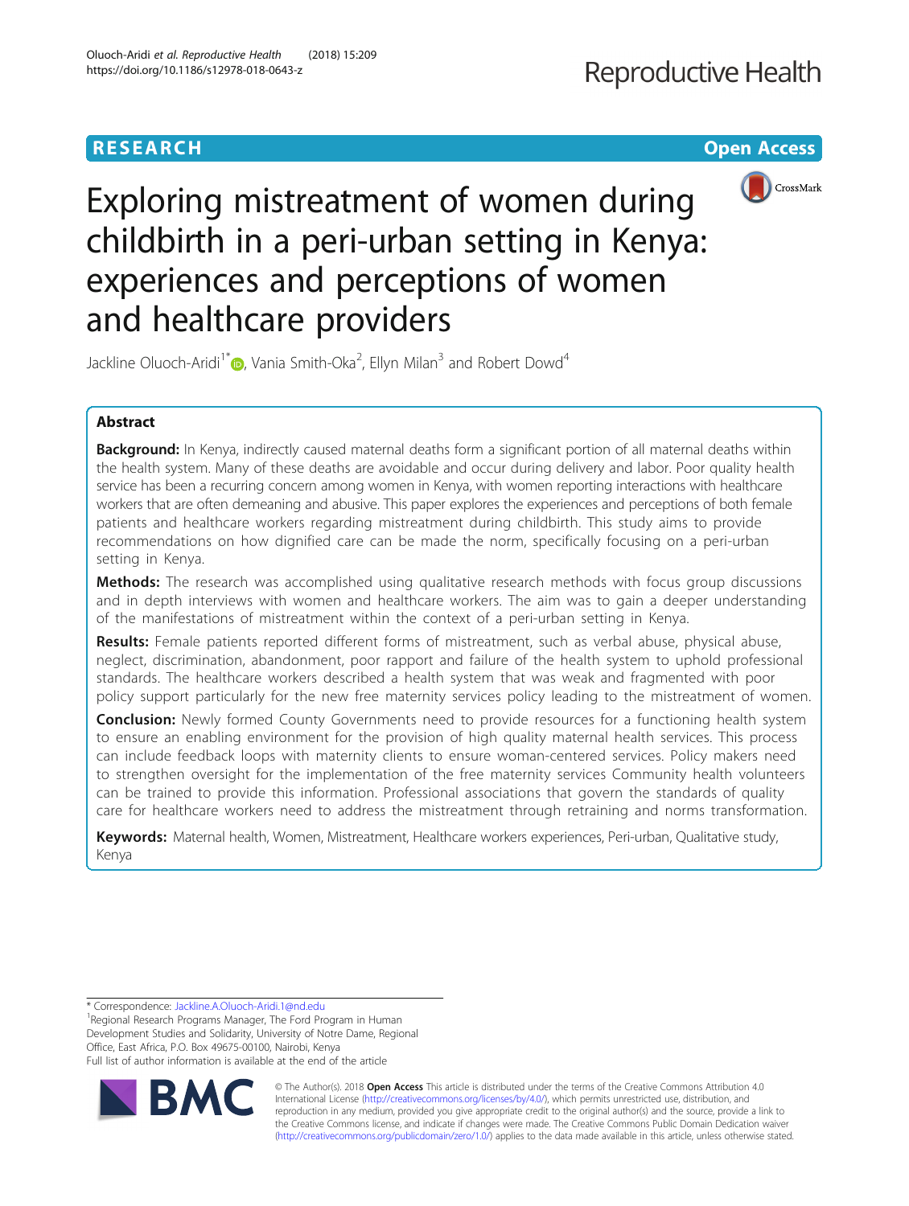RESEARCH

Open Access

# Exploring mistreatment of women during childbirth in a peri-urban setting in Kenya: experiences and perceptions of women and healthcare providers

Jackline Oluoch-Aridi[1*], Vania Smith-Oka[2], Ellyn Milan[3] and Robert Dowd[4]

## Abstract

**Background:** In Kenya, indirectly caused maternal deaths form a significant portion of all maternal deaths within the health system. Many of these deaths are avoidable and occur during delivery and labor. Poor quality health service has been a recurring concern among women in Kenya, with women reporting interactions with healthcare workers that are often demeaning and abusive. This paper explores the experiences and perceptions of both female patients and healthcare workers regarding mistreatment during childbirth. This study aims to provide recommendations on how dignified care can be made the norm, specifically focusing on a peri-urban setting in Kenya.

**Methods:** The research was accomplished using qualitative research methods with focus group discussions and in depth interviews with women and healthcare workers. The aim was to gain a deeper understanding of the manifestations of mistreatment within the context of a peri-urban setting in Kenya.

**Results:** Female patients reported different forms of mistreatment, such as verbal abuse, physical abuse, neglect, discrimination, abandonment, poor rapport and failure of the health system to uphold professional standards. The healthcare workers described a health system that was weak and fragmented with poor policy support particularly for the new free maternity services policy leading to the mistreatment of women.

**Conclusion:** Newly formed County Governments need to provide resources for a functioning health system to ensure an enabling environment for the provision of high quality maternal health services. This process can include feedback loops with maternity clients to ensure woman-centered services. Policy makers need to strengthen oversight for the implementation of the free maternity services Community health volunteers can be trained to provide this information. Professional associations that govern the standards of quality care for healthcare workers need to address the mistreatment through retraining and norms transformation.

**Keywords:** Maternal health, Women, Mistreatment, Healthcare workers experiences, Peri-urban, Qualitative study, Kenya

* Correspondence: Jackline.A.Oluoch-Aridi.1@nd.edu

[1]Regional Research Programs Manager, The Ford Program in Human Development Studies and Solidarity, University of Notre Dame, Regional Office, East Africa, P.O. Box 49675-00100, Nairobi, Kenya

Full list of author information is available at the end of the article

© The Author(s). 2018 **Open Access** This article is distributed under the terms of the Creative Commons Attribution 4.0 International License (http://creativecommons.org/licenses/by/4.0/), which permits unrestricted use, distribution, and reproduction in any medium, provided you give appropriate credit to the original author(s) and the source, provide a link to the Creative Commons license, and indicate if changes were made. The Creative Commons Public Domain Dedication waiver (http://creativecommons.org/publicdomain/zero/1.0/) applies to the data made available in this article, unless otherwise stated.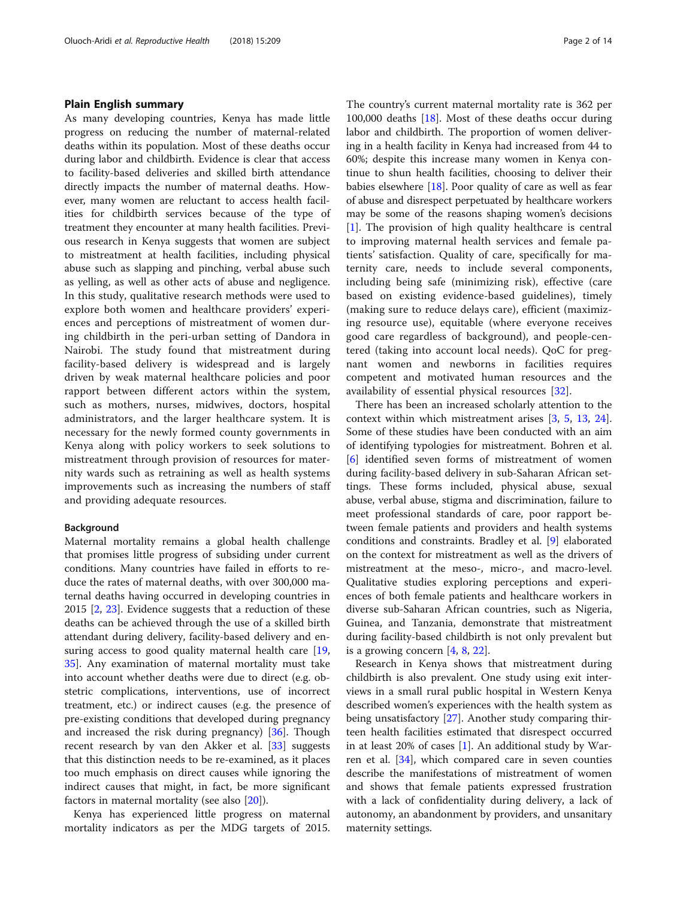## Plain English summary

As many developing countries, Kenya has made little progress on reducing the number of maternal-related deaths within its population. Most of these deaths occur during labor and childbirth. Evidence is clear that access to facility-based deliveries and skilled birth attendance directly impacts the number of maternal deaths. However, many women are reluctant to access health facilities for childbirth services because of the type of treatment they encounter at many health facilities. Previous research in Kenya suggests that women are subject to mistreatment at health facilities, including physical abuse such as slapping and pinching, verbal abuse such as yelling, as well as other acts of abuse and negligence. In this study, qualitative research methods were used to explore both women and healthcare providers' experiences and perceptions of mistreatment of women during childbirth in the peri-urban setting of Dandora in Nairobi. The study found that mistreatment during facility-based delivery is widespread and is largely driven by weak maternal healthcare policies and poor rapport between different actors within the system, such as mothers, nurses, midwives, doctors, hospital administrators, and the larger healthcare system. It is necessary for the newly formed county governments in Kenya along with policy workers to seek solutions to mistreatment through provision of resources for maternity wards such as retraining as well as health systems improvements such as increasing the numbers of staff and providing adequate resources.

## Background

Maternal mortality remains a global health challenge that promises little progress of subsiding under current conditions. Many countries have failed in efforts to reduce the rates of maternal deaths, with over 300,000 maternal deaths having occurred in developing countries in 2015 [2, 23]. Evidence suggests that a reduction of these deaths can be achieved through the use of a skilled birth attendant during delivery, facility-based delivery and ensuring access to good quality maternal health care [19, 35]. Any examination of maternal mortality must take into account whether deaths were due to direct (e.g. obstetric complications, interventions, use of incorrect treatment, etc.) or indirect causes (e.g. the presence of pre-existing conditions that developed during pregnancy and increased the risk during pregnancy) [36]. Though recent research by van den Akker et al. [33] suggests that this distinction needs to be re-examined, as it places too much emphasis on direct causes while ignoring the indirect causes that might, in fact, be more significant factors in maternal mortality (see also [20]).

Kenya has experienced little progress on maternal mortality indicators as per the MDG targets of 2015. The country's current maternal mortality rate is 362 per 100,000 deaths [18]. Most of these deaths occur during labor and childbirth. The proportion of women delivering in a health facility in Kenya had increased from 44 to 60%; despite this increase many women in Kenya continue to shun health facilities, choosing to deliver their babies elsewhere [18]. Poor quality of care as well as fear of abuse and disrespect perpetuated by healthcare workers may be some of the reasons shaping women's decisions [1]. The provision of high quality healthcare is central to improving maternal health services and female patients' satisfaction. Quality of care, specifically for maternity care, needs to include several components, including being safe (minimizing risk), effective (care based on existing evidence-based guidelines), timely (making sure to reduce delays care), efficient (maximizing resource use), equitable (where everyone receives good care regardless of background), and people-centered (taking into account local needs). QoC for pregnant women and newborns in facilities requires competent and motivated human resources and the availability of essential physical resources [32].

There has been an increased scholarly attention to the context within which mistreatment arises [3, 5, 13, 24]. Some of these studies have been conducted with an aim of identifying typologies for mistreatment. Bohren et al. [6] identified seven forms of mistreatment of women during facility-based delivery in sub-Saharan African settings. These forms included, physical abuse, sexual abuse, verbal abuse, stigma and discrimination, failure to meet professional standards of care, poor rapport between female patients and providers and health systems conditions and constraints. Bradley et al. [9] elaborated on the context for mistreatment as well as the drivers of mistreatment at the meso-, micro-, and macro-level. Qualitative studies exploring perceptions and experiences of both female patients and healthcare workers in diverse sub-Saharan African countries, such as Nigeria, Guinea, and Tanzania, demonstrate that mistreatment during facility-based childbirth is not only prevalent but is a growing concern [4, 8, 22].

Research in Kenya shows that mistreatment during childbirth is also prevalent. One study using exit interviews in a small rural public hospital in Western Kenya described women's experiences with the health system as being unsatisfactory [27]. Another study comparing thirteen health facilities estimated that disrespect occurred in at least 20% of cases [1]. An additional study by Warren et al. [34], which compared care in seven counties describe the manifestations of mistreatment of women and shows that female patients expressed frustration with a lack of confidentiality during delivery, a lack of autonomy, an abandonment by providers, and unsanitary maternity settings.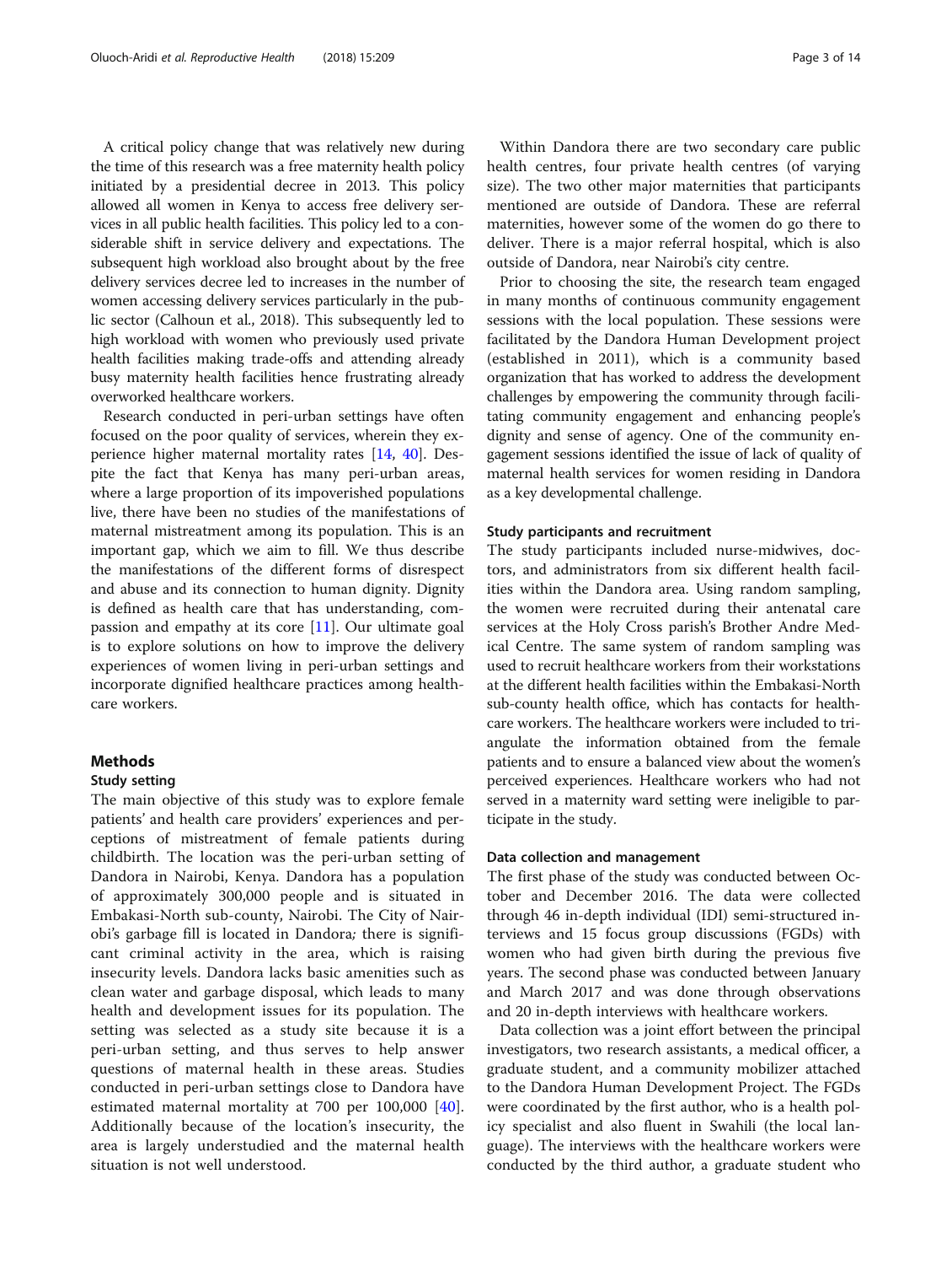A critical policy change that was relatively new during the time of this research was a free maternity health policy initiated by a presidential decree in 2013. This policy allowed all women in Kenya to access free delivery services in all public health facilities. This policy led to a considerable shift in service delivery and expectations. The subsequent high workload also brought about by the free delivery services decree led to increases in the number of women accessing delivery services particularly in the public sector (Calhoun et al., 2018). This subsequently led to high workload with women who previously used private health facilities making trade-offs and attending already busy maternity health facilities hence frustrating already overworked healthcare workers.

Research conducted in peri-urban settings have often focused on the poor quality of services, wherein they experience higher maternal mortality rates [14, 40]. Despite the fact that Kenya has many peri-urban areas, where a large proportion of its impoverished populations live, there have been no studies of the manifestations of maternal mistreatment among its population. This is an important gap, which we aim to fill. We thus describe the manifestations of the different forms of disrespect and abuse and its connection to human dignity. Dignity is defined as health care that has understanding, compassion and empathy at its core [11]. Our ultimate goal is to explore solutions on how to improve the delivery experiences of women living in peri-urban settings and incorporate dignified healthcare practices among healthcare workers.

## Methods

### Study setting

The main objective of this study was to explore female patients' and health care providers' experiences and perceptions of mistreatment of female patients during childbirth. The location was the peri-urban setting of Dandora in Nairobi, Kenya. Dandora has a population of approximately 300,000 people and is situated in Embakasi-North sub-county, Nairobi. The City of Nairobi's garbage fill is located in Dandora*;* there is significant criminal activity in the area, which is raising insecurity levels. Dandora lacks basic amenities such as clean water and garbage disposal, which leads to many health and development issues for its population. The setting was selected as a study site because it is a peri-urban setting, and thus serves to help answer questions of maternal health in these areas. Studies conducted in peri-urban settings close to Dandora have estimated maternal mortality at 700 per 100,000 [40]. Additionally because of the location's insecurity, the area is largely understudied and the maternal health situation is not well understood.

Within Dandora there are two secondary care public health centres, four private health centres (of varying size). The two other major maternities that participants mentioned are outside of Dandora. These are referral maternities, however some of the women do go there to deliver. There is a major referral hospital, which is also outside of Dandora, near Nairobi's city centre.

Prior to choosing the site, the research team engaged in many months of continuous community engagement sessions with the local population. These sessions were facilitated by the Dandora Human Development project (established in 2011), which is a community based organization that has worked to address the development challenges by empowering the community through facilitating community engagement and enhancing people's dignity and sense of agency. One of the community engagement sessions identified the issue of lack of quality of maternal health services for women residing in Dandora as a key developmental challenge.

### Study participants and recruitment

The study participants included nurse-midwives, doctors, and administrators from six different health facilities within the Dandora area. Using random sampling, the women were recruited during their antenatal care services at the Holy Cross parish's Brother Andre Medical Centre. The same system of random sampling was used to recruit healthcare workers from their workstations at the different health facilities within the Embakasi-North sub-county health office, which has contacts for healthcare workers. The healthcare workers were included to triangulate the information obtained from the female patients and to ensure a balanced view about the women's perceived experiences. Healthcare workers who had not served in a maternity ward setting were ineligible to participate in the study.

### Data collection and management

The first phase of the study was conducted between October and December 2016. The data were collected through 46 in-depth individual (IDI) semi-structured interviews and 15 focus group discussions (FGDs) with women who had given birth during the previous five years. The second phase was conducted between January and March 2017 and was done through observations and 20 in-depth interviews with healthcare workers.

Data collection was a joint effort between the principal investigators, two research assistants, a medical officer, a graduate student, and a community mobilizer attached to the Dandora Human Development Project. The FGDs were coordinated by the first author, who is a health policy specialist and also fluent in Swahili (the local language). The interviews with the healthcare workers were conducted by the third author, a graduate student who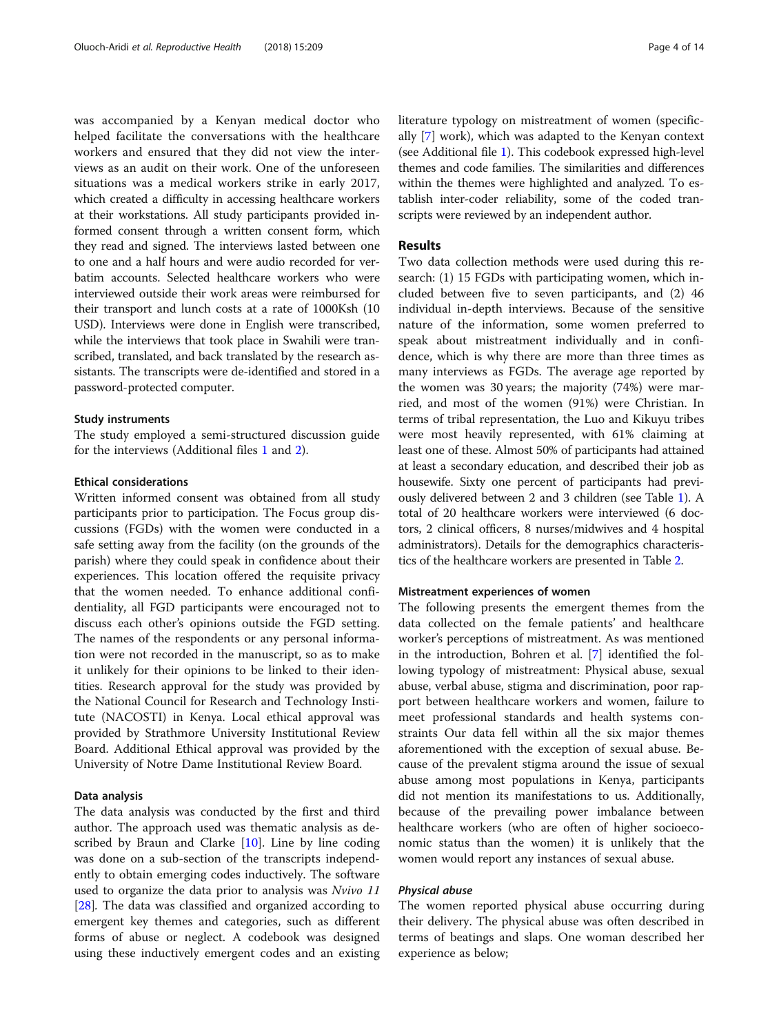was accompanied by a Kenyan medical doctor who helped facilitate the conversations with the healthcare workers and ensured that they did not view the interviews as an audit on their work. One of the unforeseen situations was a medical workers strike in early 2017, which created a difficulty in accessing healthcare workers at their workstations. All study participants provided informed consent through a written consent form, which they read and signed. The interviews lasted between one to one and a half hours and were audio recorded for verbatim accounts. Selected healthcare workers who were interviewed outside their work areas were reimbursed for their transport and lunch costs at a rate of 1000Ksh (10 USD). Interviews were done in English were transcribed, while the interviews that took place in Swahili were transcribed, translated, and back translated by the research assistants. The transcripts were de-identified and stored in a password-protected computer.

### Study instruments

The study employed a semi-structured discussion guide for the interviews (Additional files 1 and 2).

### Ethical considerations

Written informed consent was obtained from all study participants prior to participation. The Focus group discussions (FGDs) with the women were conducted in a safe setting away from the facility (on the grounds of the parish) where they could speak in confidence about their experiences. This location offered the requisite privacy that the women needed. To enhance additional confidentiality, all FGD participants were encouraged not to discuss each other's opinions outside the FGD setting. The names of the respondents or any personal information were not recorded in the manuscript, so as to make it unlikely for their opinions to be linked to their identities. Research approval for the study was provided by the National Council for Research and Technology Institute (NACOSTI) in Kenya. Local ethical approval was provided by Strathmore University Institutional Review Board. Additional Ethical approval was provided by the University of Notre Dame Institutional Review Board.

### Data analysis

The data analysis was conducted by the first and third author. The approach used was thematic analysis as described by Braun and Clarke [10]. Line by line coding was done on a sub-section of the transcripts independently to obtain emerging codes inductively. The software used to organize the data prior to analysis was *Nvivo 11* [28]. The data was classified and organized according to emergent key themes and categories, such as different forms of abuse or neglect. A codebook was designed using these inductively emergent codes and an existing literature typology on mistreatment of women (specifically [7] work), which was adapted to the Kenyan context (see Additional file 1). This codebook expressed high-level themes and code families. The similarities and differences within the themes were highlighted and analyzed. To establish inter-coder reliability, some of the coded transcripts were reviewed by an independent author.

## Results

Two data collection methods were used during this research: (1) 15 FGDs with participating women, which included between five to seven participants, and (2) 46 individual in-depth interviews. Because of the sensitive nature of the information, some women preferred to speak about mistreatment individually and in confidence, which is why there are more than three times as many interviews as FGDs. The average age reported by the women was 30 years; the majority (74%) were married, and most of the women (91%) were Christian. In terms of tribal representation, the Luo and Kikuyu tribes were most heavily represented, with 61% claiming at least one of these. Almost 50% of participants had attained at least a secondary education, and described their job as housewife. Sixty one percent of participants had previously delivered between 2 and 3 children (see Table 1). A total of 20 healthcare workers were interviewed (6 doctors, 2 clinical officers, 8 nurses/midwives and 4 hospital administrators). Details for the demographics characteristics of the healthcare workers are presented in Table 2.

### Mistreatment experiences of women

The following presents the emergent themes from the data collected on the female patients' and healthcare worker's perceptions of mistreatment. As was mentioned in the introduction, Bohren et al. [7] identified the following typology of mistreatment: Physical abuse, sexual abuse, verbal abuse, stigma and discrimination, poor rapport between healthcare workers and women, failure to meet professional standards and health systems constraints Our data fell within all the six major themes aforementioned with the exception of sexual abuse. Because of the prevalent stigma around the issue of sexual abuse among most populations in Kenya, participants did not mention its manifestations to us. Additionally, because of the prevailing power imbalance between healthcare workers (who are often of higher socioeconomic status than the women) it is unlikely that the women would report any instances of sexual abuse.

#### *Physical abuse*

The women reported physical abuse occurring during their delivery. The physical abuse was often described in terms of beatings and slaps. One woman described her experience as below;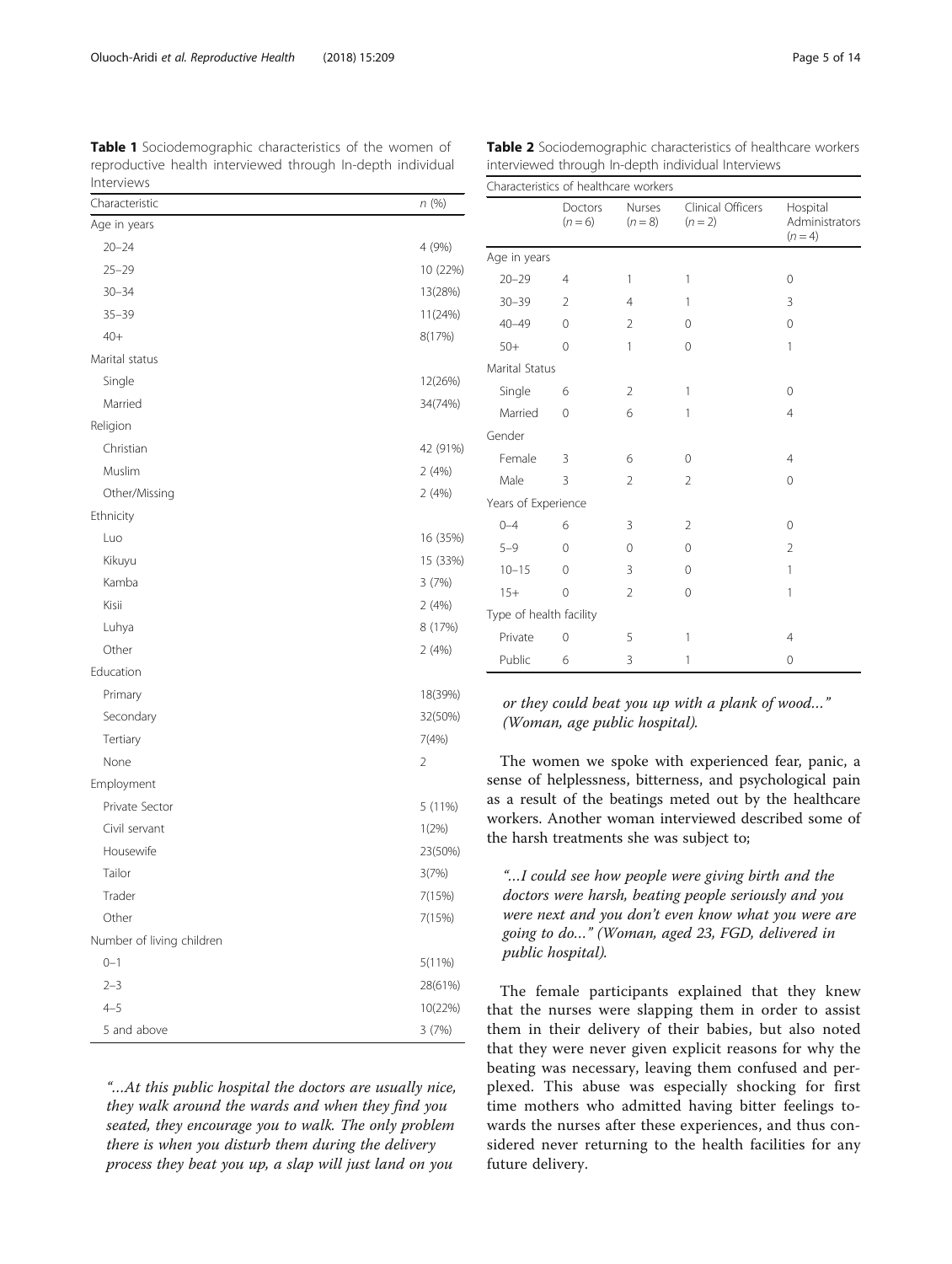**Table 1** Sociodemographic characteristics of the women of reproductive health interviewed through In-depth individual Interviews

| Characteristic | n (%) |
| --- | --- |
| Age in years | |
| 20–24 | 4 (9%) |
| 25–29 | 10 (22%) |
| 30–34 | 13(28%) |
| 35–39 | 11(24%) |
| 40+ | 8(17%) |
| Marital status | |
| Single | 12(26%) |
| Married | 34(74%) |
| Religion | |
| Christian | 42 (91%) |
| Muslim | 2 (4%) |
| Other/Missing | 2 (4%) |
| Ethnicity | |
| Luo | 16 (35%) |
| Kikuyu | 15 (33%) |
| Kamba | 3 (7%) |
| Kisii | 2 (4%) |
| Luhya | 8 (17%) |
| Other | 2 (4%) |
| Education | |
| Primary | 18(39%) |
| Secondary | 32(50%) |
| Tertiary | 7(4%) |
| None | 2 |
| Employment | |
| Private Sector | 5 (11%) |
| Civil servant | 1(2%) |
| Housewife | 23(50%) |
| Tailor | 3(7%) |
| Trader | 7(15%) |
| Other | 7(15%) |
| Number of living children | |
| 0–1 | 5(11%) |
| 2–3 | 28(61%) |
| 4–5 | 10(22%) |
| 5 and above | 3 (7%) |

*"…At this public hospital the doctors are usually nice, they walk around the wards and when they find you seated, they encourage you to walk. The only problem there is when you disturb them during the delivery process they beat you up, a slap will just land on you or they could beat you up with a plank of wood…" (Woman, age public hospital).*

**Table 2** Sociodemographic characteristics of healthcare workers interviewed through In-depth individual Interviews

| Characteristics of healthcare workers | | | | |
| --- | --- | --- | --- | --- |
| | Doctors (n = 6) | Nurses (n = 8) | Clinical Officers (n = 2) | Hospital Administrators (n = 4) |
| Age in years | | | | |
| 20–29 | 4 | 1 | 1 | 0 |
| 30–39 | 2 | 4 | 1 | 3 |
| 40–49 | 0 | 2 | 0 | 0 |
| 50+ | 0 | 1 | 0 | 1 |
| Marital Status | | | | |
| Single | 6 | 2 | 1 | 0 |
| Married | 0 | 6 | 1 | 4 |
| Gender | | | | |
| Female | 3 | 6 | 0 | 4 |
| Male | 3 | 2 | 2 | 0 |
| Years of Experience | | | | |
| 0–4 | 6 | 3 | 2 | 0 |
| 5–9 | 0 | 0 | 0 | 2 |
| 10–15 | 0 | 3 | 0 | 1 |
| 15+ | 0 | 2 | 0 | 1 |
| Type of health facility | | | | |
| Private | 0 | 5 | 1 | 4 |
| Public | 6 | 3 | 1 | 0 |

The women we spoke with experienced fear, panic, a sense of helplessness, bitterness, and psychological pain as a result of the beatings meted out by the healthcare workers. Another woman interviewed described some of the harsh treatments she was subject to;

*"…I could see how people were giving birth and the doctors were harsh, beating people seriously and you were next and you don't even know what you were are going to do…" (Woman, aged 23, FGD, delivered in public hospital).*

The female participants explained that they knew that the nurses were slapping them in order to assist them in their delivery of their babies, but also noted that they were never given explicit reasons for why the beating was necessary, leaving them confused and perplexed. This abuse was especially shocking for first time mothers who admitted having bitter feelings towards the nurses after these experiences, and thus considered never returning to the health facilities for any future delivery.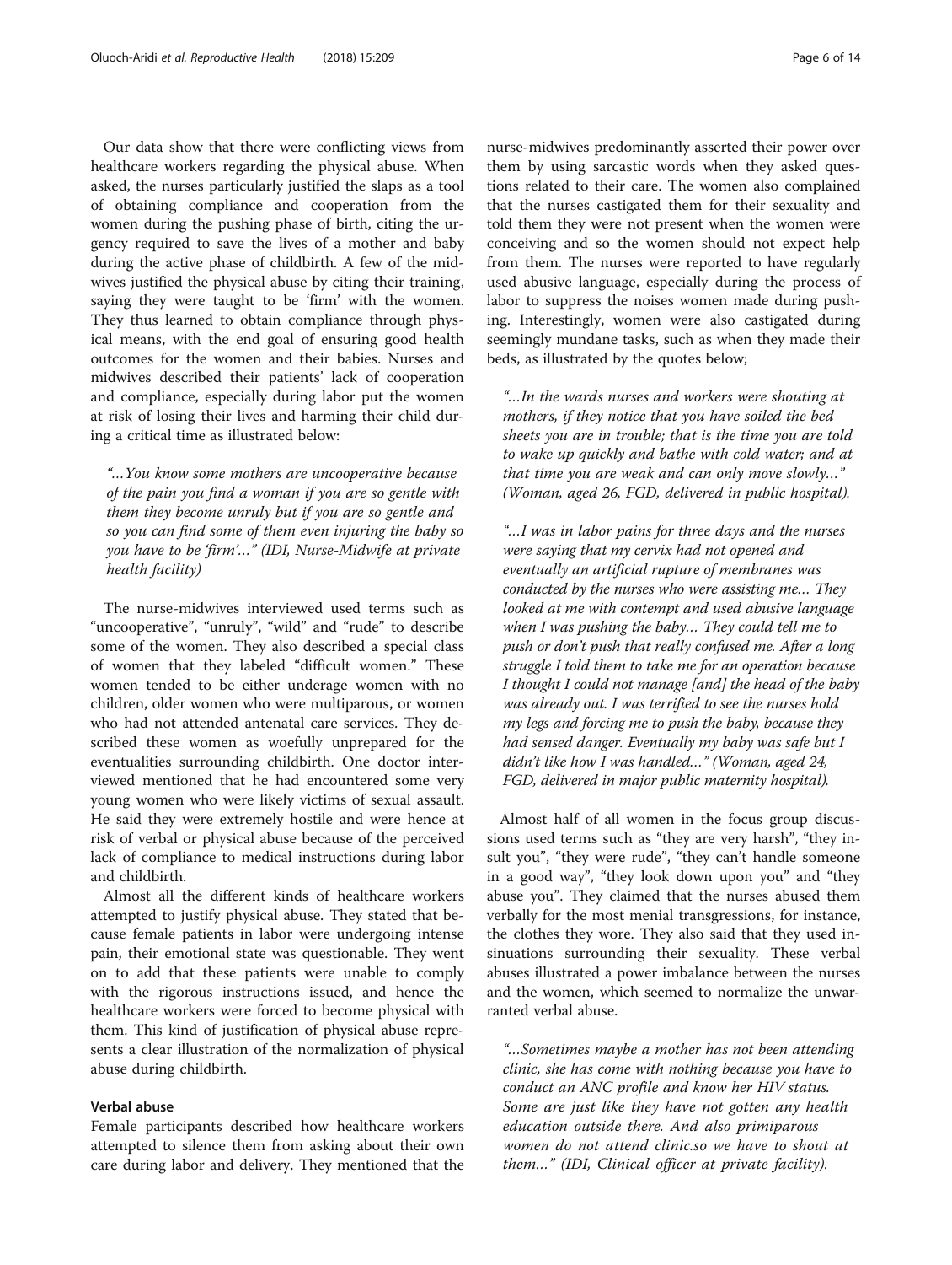Our data show that there were conflicting views from healthcare workers regarding the physical abuse. When asked, the nurses particularly justified the slaps as a tool of obtaining compliance and cooperation from the women during the pushing phase of birth, citing the urgency required to save the lives of a mother and baby during the active phase of childbirth. A few of the midwives justified the physical abuse by citing their training, saying they were taught to be 'firm' with the women. They thus learned to obtain compliance through physical means, with the end goal of ensuring good health outcomes for the women and their babies. Nurses and midwives described their patients' lack of cooperation and compliance, especially during labor put the women at risk of losing their lives and harming their child during a critical time as illustrated below:

> *"…You know some mothers are uncooperative because of the pain you find a woman if you are so gentle with them they become unruly but if you are so gentle and so you can find some of them even injuring the baby so you have to be 'firm'…" (IDI, Nurse-Midwife at private health facility)*

The nurse-midwives interviewed used terms such as "uncooperative", "unruly", "wild" and "rude" to describe some of the women. They also described a special class of women that they labeled "difficult women." These women tended to be either underage women with no children, older women who were multiparous, or women who had not attended antenatal care services. They described these women as woefully unprepared for the eventualities surrounding childbirth. One doctor interviewed mentioned that he had encountered some very young women who were likely victims of sexual assault. He said they were extremely hostile and were hence at risk of verbal or physical abuse because of the perceived lack of compliance to medical instructions during labor and childbirth.

Almost all the different kinds of healthcare workers attempted to justify physical abuse. They stated that because female patients in labor were undergoing intense pain, their emotional state was questionable. They went on to add that these patients were unable to comply with the rigorous instructions issued, and hence the healthcare workers were forced to become physical with them. This kind of justification of physical abuse represents a clear illustration of the normalization of physical abuse during childbirth.

### Verbal abuse

Female participants described how healthcare workers attempted to silence them from asking about their own care during labor and delivery. They mentioned that the nurse-midwives predominantly asserted their power over them by using sarcastic words when they asked questions related to their care. The women also complained that the nurses castigated them for their sexuality and told them they were not present when the women were conceiving and so the women should not expect help from them. The nurses were reported to have regularly used abusive language, especially during the process of labor to suppress the noises women made during pushing. Interestingly, women were also castigated during seemingly mundane tasks, such as when they made their beds, as illustrated by the quotes below;

> *"…In the wards nurses and workers were shouting at mothers, if they notice that you have soiled the bed sheets you are in trouble; that is the time you are told to wake up quickly and bathe with cold water; and at that time you are weak and can only move slowly…" (Woman, aged 26, FGD, delivered in public hospital).*

> *"…I was in labor pains for three days and the nurses were saying that my cervix had not opened and eventually an artificial rupture of membranes was conducted by the nurses who were assisting me… They looked at me with contempt and used abusive language when I was pushing the baby… They could tell me to push or don't push that really confused me. After a long struggle I told them to take me for an operation because I thought I could not manage [and] the head of the baby was already out. I was terrified to see the nurses hold my legs and forcing me to push the baby, because they had sensed danger. Eventually my baby was safe but I didn't like how I was handled…" (Woman, aged 24, FGD, delivered in major public maternity hospital).*

Almost half of all women in the focus group discussions used terms such as "they are very harsh", "they insult you", "they were rude", "they can't handle someone in a good way", "they look down upon you" and "they abuse you". They claimed that the nurses abused them verbally for the most menial transgressions, for instance, the clothes they wore. They also said that they used insinuations surrounding their sexuality. These verbal abuses illustrated a power imbalance between the nurses and the women, which seemed to normalize the unwarranted verbal abuse.

> *"…Sometimes maybe a mother has not been attending clinic, she has come with nothing because you have to conduct an ANC profile and know her HIV status. Some are just like they have not gotten any health education outside there. And also primiparous women do not attend clinic.so we have to shout at them…" (IDI, Clinical officer at private facility).*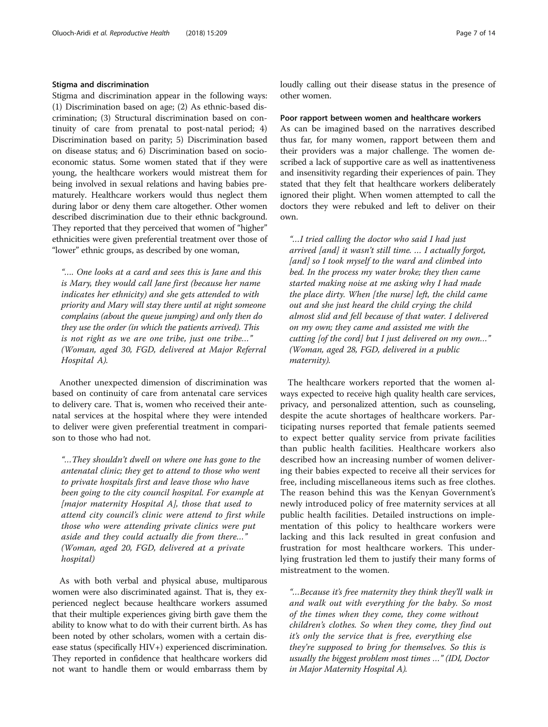### Stigma and discrimination

Stigma and discrimination appear in the following ways: (1) Discrimination based on age; (2) As ethnic-based discrimination; (3) Structural discrimination based on continuity of care from prenatal to post-natal period; 4) Discrimination based on parity; 5) Discrimination based on disease status; and 6) Discrimination based on socioeconomic status. Some women stated that if they were young, the healthcare workers would mistreat them for being involved in sexual relations and having babies prematurely. Healthcare workers would thus neglect them during labor or deny them care altogether. Other women described discrimination due to their ethnic background. They reported that they perceived that women of "higher" ethnicities were given preferential treatment over those of "lower" ethnic groups, as described by one woman,

> *"…. One looks at a card and sees this is Jane and this is Mary, they would call Jane first (because her name indicates her ethnicity) and she gets attended to with priority and Mary will stay there until at night someone complains (about the queue jumping) and only then do they use the order (in which the patients arrived). This is not right as we are one tribe, just one tribe…" (Woman, aged 30, FGD, delivered at Major Referral Hospital A).*

Another unexpected dimension of discrimination was based on continuity of care from antenatal care services to delivery care. That is, women who received their antenatal services at the hospital where they were intended to deliver were given preferential treatment in comparison to those who had not.

> *"…They shouldn't dwell on where one has gone to the antenatal clinic; they get to attend to those who went to private hospitals first and leave those who have been going to the city council hospital. For example at [major maternity Hospital A], those that used to attend city council's clinic were attend to first while those who were attending private clinics were put aside and they could actually die from there…" (Woman, aged 20, FGD, delivered at a private hospital)*

As with both verbal and physical abuse, multiparous women were also discriminated against. That is, they experienced neglect because healthcare workers assumed that their multiple experiences giving birth gave them the ability to know what to do with their current birth. As has been noted by other scholars, women with a certain disease status (specifically HIV+) experienced discrimination. They reported in confidence that healthcare workers did not want to handle them or would embarrass them by loudly calling out their disease status in the presence of other women.

### Poor rapport between women and healthcare workers

As can be imagined based on the narratives described thus far, for many women, rapport between them and their providers was a major challenge. The women described a lack of supportive care as well as inattentiveness and insensitivity regarding their experiences of pain. They stated that they felt that healthcare workers deliberately ignored their plight. When women attempted to call the doctors they were rebuked and left to deliver on their own.

> *"…I tried calling the doctor who said I had just arrived [and] it wasn't still time. … I actually forgot, [and] so I took myself to the ward and climbed into bed. In the process my water broke; they then came started making noise at me asking why I had made the place dirty. When [the nurse] left, the child came out and she just heard the child crying; the child almost slid and fell because of that water. I delivered on my own; they came and assisted me with the cutting [of the cord] but I just delivered on my own…" (Woman, aged 28, FGD, delivered in a public maternity).*

The healthcare workers reported that the women always expected to receive high quality health care services, privacy, and personalized attention, such as counseling, despite the acute shortages of healthcare workers. Participating nurses reported that female patients seemed to expect better quality service from private facilities than public health facilities. Healthcare workers also described how an increasing number of women delivering their babies expected to receive all their services for free, including miscellaneous items such as free clothes. The reason behind this was the Kenyan Government's newly introduced policy of free maternity services at all public health facilities. Detailed instructions on implementation of this policy to healthcare workers were lacking and this lack resulted in great confusion and frustration for most healthcare workers. This underlying frustration led them to justify their many forms of mistreatment to the women.

> *"…Because it's free maternity they think they'll walk in and walk out with everything for the baby. So most of the times when they come, they come without children's clothes. So when they come, they find out it's only the service that is free, everything else they're supposed to bring for themselves. So this is usually the biggest problem most times …" (IDI, Doctor in Major Maternity Hospital A).*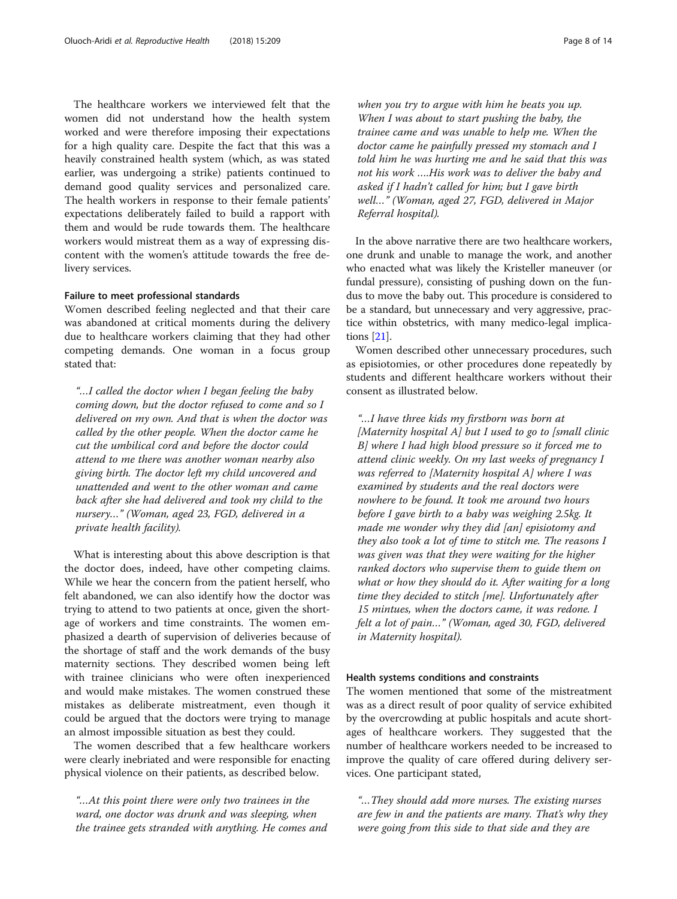The healthcare workers we interviewed felt that the women did not understand how the health system worked and were therefore imposing their expectations for a high quality care. Despite the fact that this was a heavily constrained health system (which, as was stated earlier, was undergoing a strike) patients continued to demand good quality services and personalized care. The health workers in response to their female patients' expectations deliberately failed to build a rapport with them and would be rude towards them. The healthcare workers would mistreat them as a way of expressing discontent with the women's attitude towards the free delivery services.

#### Failure to meet professional standards

Women described feeling neglected and that their care was abandoned at critical moments during the delivery due to healthcare workers claiming that they had other competing demands. One woman in a focus group stated that:

> *"…I called the doctor when I began feeling the baby coming down, but the doctor refused to come and so I delivered on my own. And that is when the doctor was called by the other people. When the doctor came he cut the umbilical cord and before the doctor could attend to me there was another woman nearby also giving birth. The doctor left my child uncovered and unattended and went to the other woman and came back after she had delivered and took my child to the nursery…" (Woman, aged 23, FGD, delivered in a private health facility).*

What is interesting about this above description is that the doctor does, indeed, have other competing claims. While we hear the concern from the patient herself, who felt abandoned, we can also identify how the doctor was trying to attend to two patients at once, given the shortage of workers and time constraints. The women emphasized a dearth of supervision of deliveries because of the shortage of staff and the work demands of the busy maternity sections. They described women being left with trainee clinicians who were often inexperienced and would make mistakes. The women construed these mistakes as deliberate mistreatment, even though it could be argued that the doctors were trying to manage an almost impossible situation as best they could.

The women described that a few healthcare workers were clearly inebriated and were responsible for enacting physical violence on their patients, as described below.

> *"…At this point there were only two trainees in the ward, one doctor was drunk and was sleeping, when the trainee gets stranded with anything. He comes and when you try to argue with him he beats you up. When I was about to start pushing the baby, the trainee came and was unable to help me. When the doctor came he painfully pressed my stomach and I told him he was hurting me and he said that this was not his work ….His work was to deliver the baby and asked if I hadn't called for him; but I gave birth well…" (Woman, aged 27, FGD, delivered in Major Referral hospital).*

In the above narrative there are two healthcare workers, one drunk and unable to manage the work, and another who enacted what was likely the Kristeller maneuver (or fundal pressure), consisting of pushing down on the fundus to move the baby out. This procedure is considered to be a standard, but unnecessary and very aggressive, practice within obstetrics, with many medico-legal implications [21].

Women described other unnecessary procedures, such as episiotomies, or other procedures done repeatedly by students and different healthcare workers without their consent as illustrated below.

> *"…I have three kids my firstborn was born at [Maternity hospital A] but I used to go to [small clinic B] where I had high blood pressure so it forced me to attend clinic weekly. On my last weeks of pregnancy I was referred to [Maternity hospital A] where I was examined by students and the real doctors were nowhere to be found. It took me around two hours before I gave birth to a baby was weighing 2.5kg. It made me wonder why they did [an] episiotomy and they also took a lot of time to stitch me. The reasons I was given was that they were waiting for the higher ranked doctors who supervise them to guide them on what or how they should do it. After waiting for a long time they decided to stitch [me]. Unfortunately after 15 minutes, when the doctors came, it was redone. I felt a lot of pain…" (Woman, aged 30, FGD, delivered in Maternity hospital).*

#### Health systems conditions and constraints

The women mentioned that some of the mistreatment was as a direct result of poor quality of service exhibited by the overcrowding at public hospitals and acute shortages of healthcare workers. They suggested that the number of healthcare workers needed to be increased to improve the quality of care offered during delivery services. One participant stated,

> *"…They should add more nurses. The existing nurses are few in and the patients are many. That's why they were going from this side to that side and they are*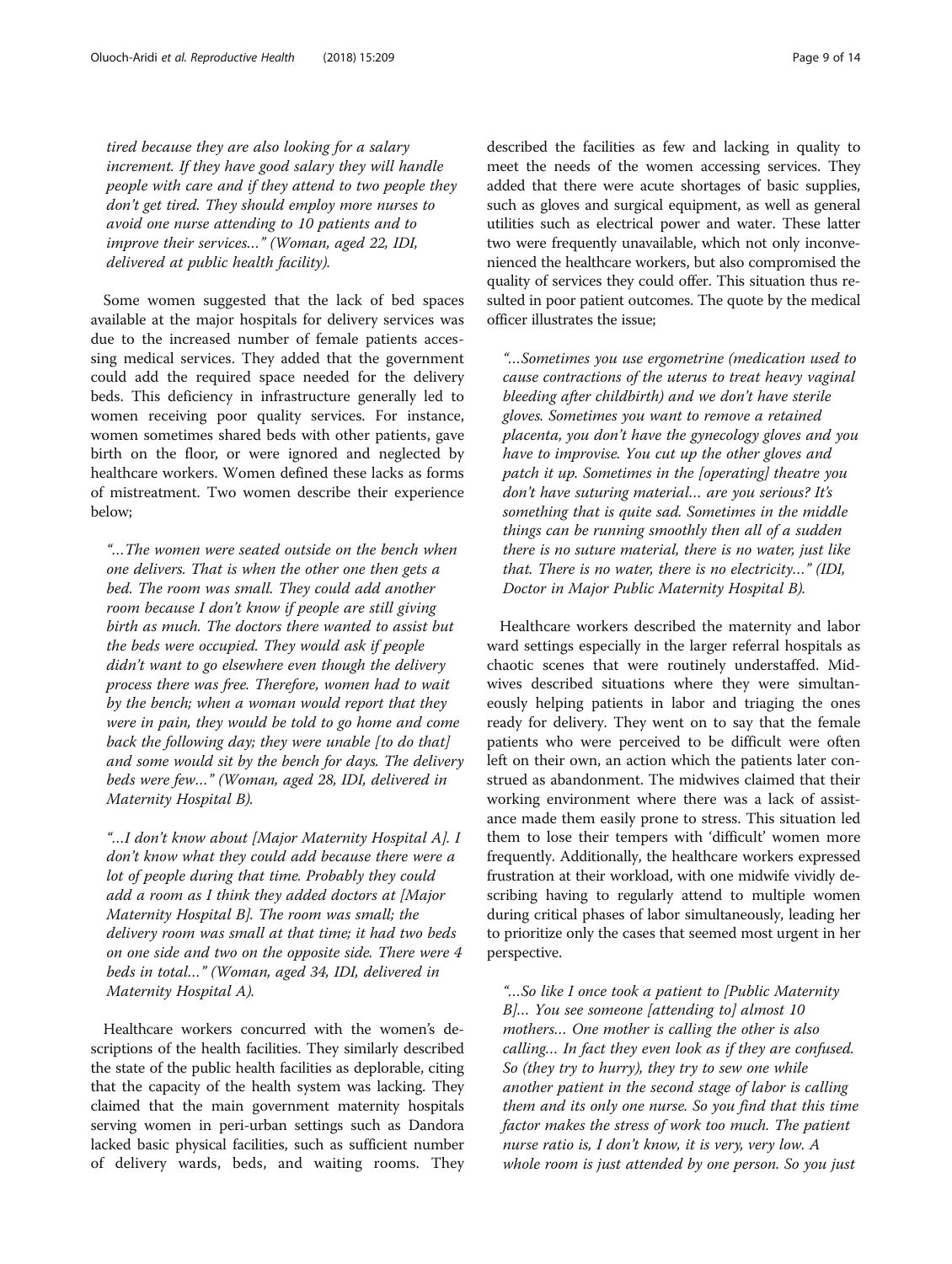*tired because they are also looking for a salary increment. If they have good salary they will handle people with care and if they attend to two people they don't get tired. They should employ more nurses to avoid one nurse attending to 10 patients and to improve their services…" (Woman, aged 22, IDI, delivered at public health facility).*

Some women suggested that the lack of bed spaces available at the major hospitals for delivery services was due to the increased number of female patients accessing medical services. They added that the government could add the required space needed for the delivery beds. This deficiency in infrastructure generally led to women receiving poor quality services. For instance, women sometimes shared beds with other patients, gave birth on the floor, or were ignored and neglected by healthcare workers. Women defined these lacks as forms of mistreatment. Two women describe their experience below;

*"…The women were seated outside on the bench when one delivers. That is when the other one then gets a bed. The room was small. They could add another room because I don't know if people are still giving birth as much. The doctors there wanted to assist but the beds were occupied. They would ask if people didn't want to go elsewhere even though the delivery process there was free. Therefore, women had to wait by the bench; when a woman would report that they were in pain, they would be told to go home and come back the following day; they were unable [to do that] and some would sit by the bench for days. The delivery beds were few…" (Woman, aged 28, IDI, delivered in Maternity Hospital B).*

*"…I don't know about [Major Maternity Hospital A]. I don't know what they could add because there were a lot of people during that time. Probably they could add a room as I think they added doctors at [Major Maternity Hospital B]. The room was small; the delivery room was small at that time; it had two beds on one side and two on the opposite side. There were 4 beds in total…" (Woman, aged 34, IDI, delivered in Maternity Hospital A).*

Healthcare workers concurred with the women's descriptions of the health facilities. They similarly described the state of the public health facilities as deplorable, citing that the capacity of the health system was lacking. They claimed that the main government maternity hospitals serving women in peri-urban settings such as Dandora lacked basic physical facilities, such as sufficient number of delivery wards, beds, and waiting rooms. They described the facilities as few and lacking in quality to meet the needs of the women accessing services. They added that there were acute shortages of basic supplies, such as gloves and surgical equipment, as well as general utilities such as electrical power and water. These latter two were frequently unavailable, which not only inconvenienced the healthcare workers, but also compromised the quality of services they could offer. This situation thus resulted in poor patient outcomes. The quote by the medical officer illustrates the issue;

*"…Sometimes you use ergometrine (medication used to cause contractions of the uterus to treat heavy vaginal bleeding after childbirth) and we don't have sterile gloves. Sometimes you want to remove a retained placenta, you don't have the gynecology gloves and you have to improvise. You cut up the other gloves and patch it up. Sometimes in the [operating] theatre you don't have suturing material… are you serious? It's something that is quite sad. Sometimes in the middle things can be running smoothly then all of a sudden there is no suture material, there is no water, just like that. There is no water, there is no electricity…" (IDI, Doctor in Major Public Maternity Hospital B).*

Healthcare workers described the maternity and labor ward settings especially in the larger referral hospitals as chaotic scenes that were routinely understaffed. Midwives described situations where they were simultaneously helping patients in labor and triaging the ones ready for delivery. They went on to say that the female patients who were perceived to be difficult were often left on their own, an action which the patients later construed as abandonment. The midwives claimed that their working environment where there was a lack of assistance made them easily prone to stress. This situation led them to lose their tempers with 'difficult' women more frequently. Additionally, the healthcare workers expressed frustration at their workload, with one midwife vividly describing having to regularly attend to multiple women during critical phases of labor simultaneously, leading her to prioritize only the cases that seemed most urgent in her perspective.

*"…So like I once took a patient to [Public Maternity B]… You see someone [attending to] almost 10 mothers… One mother is calling the other is also calling… In fact they even look as if they are confused. So (they try to hurry), they try to sew one while another patient in the second stage of labor is calling them and its only one nurse. So you find that this time factor makes the stress of work too much. The patient nurse ratio is, I don't know, it is very, very low. A whole room is just attended by one person. So you just*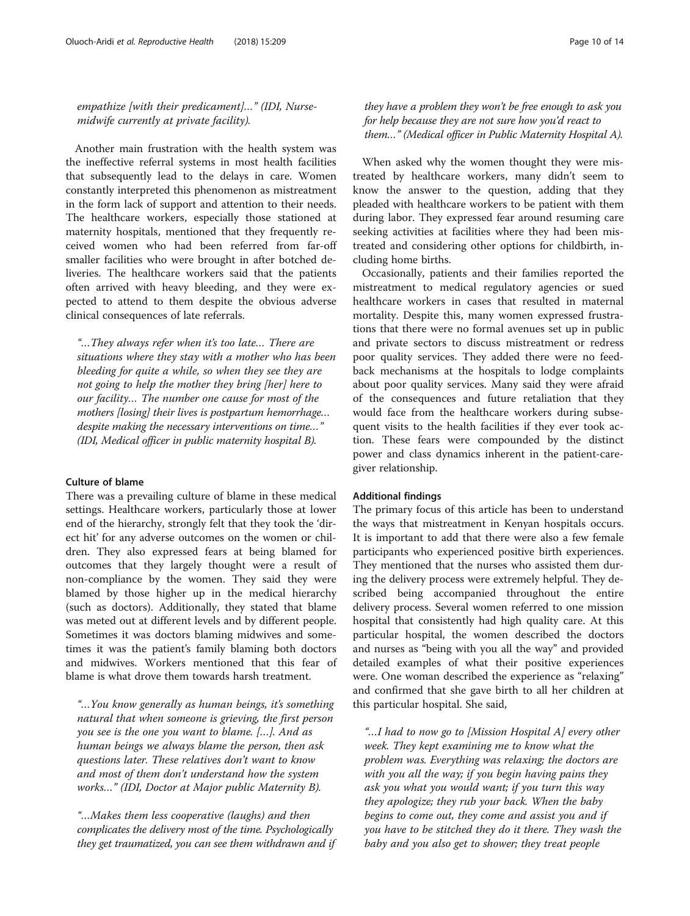*empathize [with their predicament]..." (IDI, Nurse-midwife currently at private facility).*

Another main frustration with the health system was the ineffective referral systems in most health facilities that subsequently lead to the delays in care. Women constantly interpreted this phenomenon as mistreatment in the form lack of support and attention to their needs. The healthcare workers, especially those stationed at maternity hospitals, mentioned that they frequently received women who had been referred from far-off smaller facilities who were brought in after botched deliveries. The healthcare workers said that the patients often arrived with heavy bleeding, and they were expected to attend to them despite the obvious adverse clinical consequences of late referrals.

*"...They always refer when it's too late... There are situations where they stay with a mother who has been bleeding for quite a while, so when they see they are not going to help the mother they bring [her] here to our facility... The number one cause for most of the mothers [losing] their lives is postpartum hemorrhage... despite making the necessary interventions on time..." (IDI, Medical officer in public maternity hospital B).*

### Culture of blame

There was a prevailing culture of blame in these medical settings. Healthcare workers, particularly those at lower end of the hierarchy, strongly felt that they took the 'direct hit' for any adverse outcomes on the women or children. They also expressed fears at being blamed for outcomes that they largely thought were a result of non-compliance by the women. They said they were blamed by those higher up in the medical hierarchy (such as doctors). Additionally, they stated that blame was meted out at different levels and by different people. Sometimes it was doctors blaming midwives and sometimes it was the patient's family blaming both doctors and midwives. Workers mentioned that this fear of blame is what drove them towards harsh treatment.

*"...You know generally as human beings, it's something natural that when someone is grieving, the first person you see is the one you want to blame. [...]. And as human beings we always blame the person, then ask questions later. These relatives don't want to know and most of them don't understand how the system works..." (IDI, Doctor at Major public Maternity B).*

*"...Makes them less cooperative (laughs) and then complicates the delivery most of the time. Psychologically they get traumatized, you can see them withdrawn and if they have a problem they won't be free enough to ask you for help because they are not sure how you'd react to them..." (Medical officer in Public Maternity Hospital A).*

When asked why the women thought they were mistreated by healthcare workers, many didn't seem to know the answer to the question, adding that they pleaded with healthcare workers to be patient with them during labor. They expressed fear around resuming care seeking activities at facilities where they had been mistreated and considering other options for childbirth, including home births.

Occasionally, patients and their families reported the mistreatment to medical regulatory agencies or sued healthcare workers in cases that resulted in maternal mortality. Despite this, many women expressed frustrations that there were no formal avenues set up in public and private sectors to discuss mistreatment or redress poor quality services. They added there were no feedback mechanisms at the hospitals to lodge complaints about poor quality services. Many said they were afraid of the consequences and future retaliation that they would face from the healthcare workers during subsequent visits to the health facilities if they ever took action. These fears were compounded by the distinct power and class dynamics inherent in the patient-caregiver relationship.

### Additional findings

The primary focus of this article has been to understand the ways that mistreatment in Kenyan hospitals occurs. It is important to add that there were also a few female participants who experienced positive birth experiences. They mentioned that the nurses who assisted them during the delivery process were extremely helpful. They described being accompanied throughout the entire delivery process. Several women referred to one mission hospital that consistently had high quality care. At this particular hospital, the women described the doctors and nurses as "being with you all the way" and provided detailed examples of what their positive experiences were. One woman described the experience as "relaxing" and confirmed that she gave birth to all her children at this particular hospital. She said,

*"...I had to now go to [Mission Hospital A] every other week. They kept examining me to know what the problem was. Everything was relaxing; the doctors are with you all the way; if you begin having pains they ask you what you would want; if you turn this way they apologize; they rub your back. When the baby begins to come out, they come and assist you and if you have to be stitched they do it there. They wash the baby and you also get to shower; they treat people*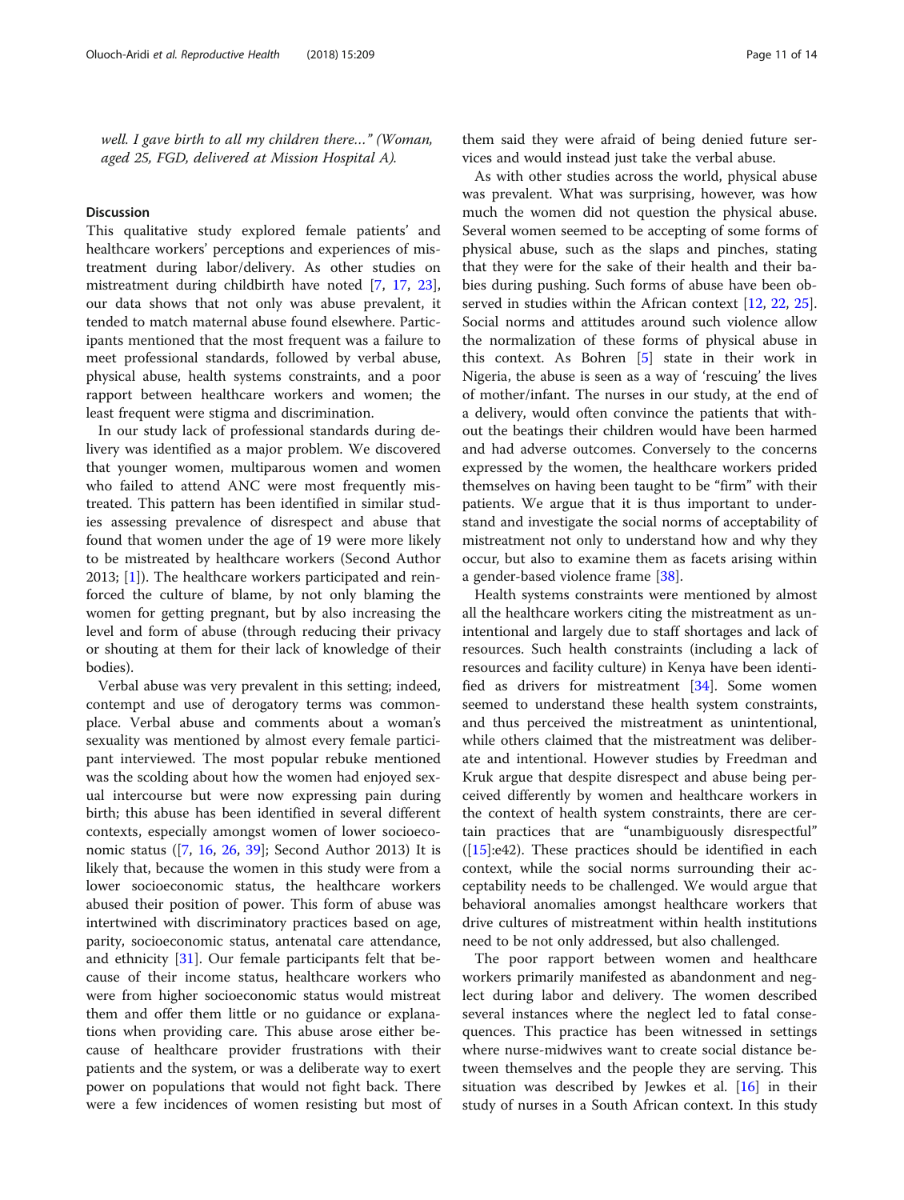*well. I gave birth to all my children there…" (Woman, aged 25, FGD, delivered at Mission Hospital A).*

## Discussion

This qualitative study explored female patients' and healthcare workers' perceptions and experiences of mistreatment during labor/delivery. As other studies on mistreatment during childbirth have noted [7, 17, 23], our data shows that not only was abuse prevalent, it tended to match maternal abuse found elsewhere. Participants mentioned that the most frequent was a failure to meet professional standards, followed by verbal abuse, physical abuse, health systems constraints, and a poor rapport between healthcare workers and women; the least frequent were stigma and discrimination.

In our study lack of professional standards during delivery was identified as a major problem. We discovered that younger women, multiparous women and women who failed to attend ANC were most frequently mistreated. This pattern has been identified in similar studies assessing prevalence of disrespect and abuse that found that women under the age of 19 were more likely to be mistreated by healthcare workers (Second Author 2013; [1]). The healthcare workers participated and reinforced the culture of blame, by not only blaming the women for getting pregnant, but by also increasing the level and form of abuse (through reducing their privacy or shouting at them for their lack of knowledge of their bodies).

Verbal abuse was very prevalent in this setting; indeed, contempt and use of derogatory terms was commonplace. Verbal abuse and comments about a woman's sexuality was mentioned by almost every female participant interviewed. The most popular rebuke mentioned was the scolding about how the women had enjoyed sexual intercourse but were now expressing pain during birth; this abuse has been identified in several different contexts, especially amongst women of lower socioeconomic status ([7, 16, 26, 39]; Second Author 2013) It is likely that, because the women in this study were from a lower socioeconomic status, the healthcare workers abused their position of power. This form of abuse was intertwined with discriminatory practices based on age, parity, socioeconomic status, antenatal care attendance, and ethnicity [31]. Our female participants felt that because of their income status, healthcare workers who were from higher socioeconomic status would mistreat them and offer them little or no guidance or explanations when providing care. This abuse arose either because of healthcare provider frustrations with their patients and the system, or was a deliberate way to exert power on populations that would not fight back. There were a few incidences of women resisting but most of them said they were afraid of being denied future services and would instead just take the verbal abuse.

As with other studies across the world, physical abuse was prevalent. What was surprising, however, was how much the women did not question the physical abuse. Several women seemed to be accepting of some forms of physical abuse, such as the slaps and pinches, stating that they were for the sake of their health and their babies during pushing. Such forms of abuse have been observed in studies within the African context [12, 22, 25]. Social norms and attitudes around such violence allow the normalization of these forms of physical abuse in this context. As Bohren [5] state in their work in Nigeria, the abuse is seen as a way of 'rescuing' the lives of mother/infant. The nurses in our study, at the end of a delivery, would often convince the patients that without the beatings their children would have been harmed and had adverse outcomes. Conversely to the concerns expressed by the women, the healthcare workers prided themselves on having been taught to be "firm" with their patients. We argue that it is thus important to understand and investigate the social norms of acceptability of mistreatment not only to understand how and why they occur, but also to examine them as facets arising within a gender-based violence frame [38].

Health systems constraints were mentioned by almost all the healthcare workers citing the mistreatment as unintentional and largely due to staff shortages and lack of resources. Such health constraints (including a lack of resources and facility culture) in Kenya have been identified as drivers for mistreatment [34]. Some women seemed to understand these health system constraints, and thus perceived the mistreatment as unintentional, while others claimed that the mistreatment was deliberate and intentional. However studies by Freedman and Kruk argue that despite disrespect and abuse being perceived differently by women and healthcare workers in the context of health system constraints, there are certain practices that are "unambiguously disrespectful" ([15]:e42). These practices should be identified in each context, while the social norms surrounding their acceptability needs to be challenged. We would argue that behavioral anomalies amongst healthcare workers that drive cultures of mistreatment within health institutions need to be not only addressed, but also challenged.

The poor rapport between women and healthcare workers primarily manifested as abandonment and neglect during labor and delivery. The women described several instances where the neglect led to fatal consequences. This practice has been witnessed in settings where nurse-midwives want to create social distance between themselves and the people they are serving. This situation was described by Jewkes et al. [16] in their study of nurses in a South African context. In this study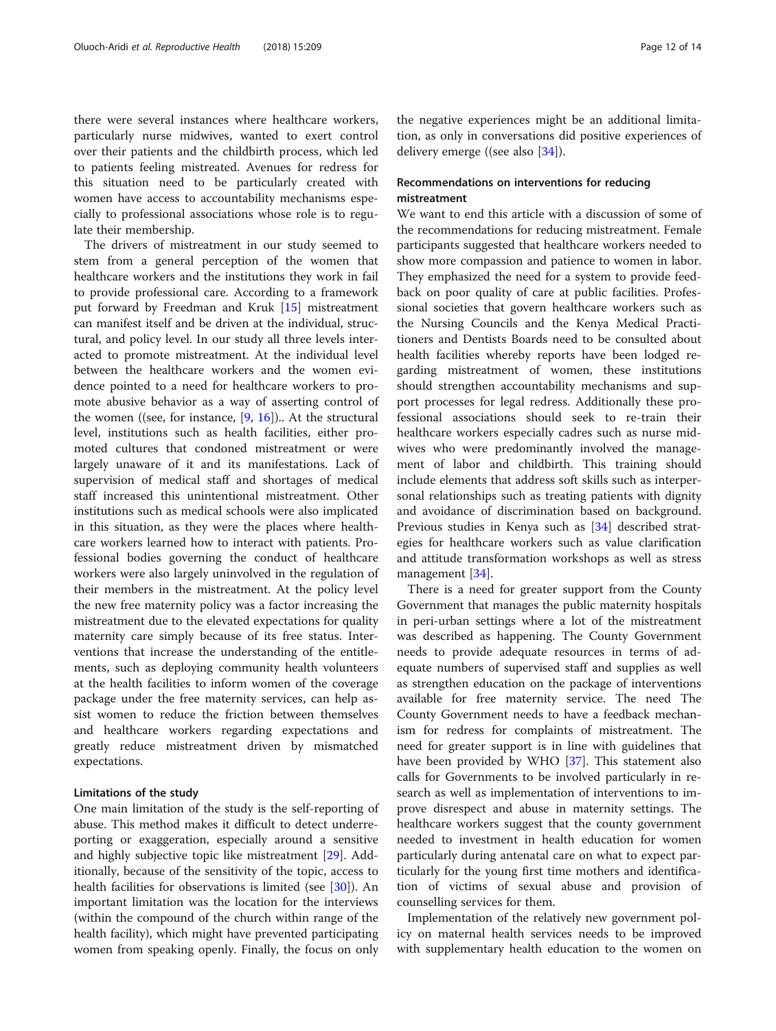there were several instances where healthcare workers, particularly nurse midwives, wanted to exert control over their patients and the childbirth process, which led to patients feeling mistreated. Avenues for redress for this situation need to be particularly created with women have access to accountability mechanisms especially to professional associations whose role is to regulate their membership.

The drivers of mistreatment in our study seemed to stem from a general perception of the women that healthcare workers and the institutions they work in fail to provide professional care. According to a framework put forward by Freedman and Kruk [15] mistreatment can manifest itself and be driven at the individual, structural, and policy level. In our study all three levels interacted to promote mistreatment. At the individual level between the healthcare workers and the women evidence pointed to a need for healthcare workers to promote abusive behavior as a way of asserting control of the women ((see, for instance, [9, 16]).. At the structural level, institutions such as health facilities, either promoted cultures that condoned mistreatment or were largely unaware of it and its manifestations. Lack of supervision of medical staff and shortages of medical staff increased this unintentional mistreatment. Other institutions such as medical schools were also implicated in this situation, as they were the places where healthcare workers learned how to interact with patients. Professional bodies governing the conduct of healthcare workers were also largely uninvolved in the regulation of their members in the mistreatment. At the policy level the new free maternity policy was a factor increasing the mistreatment due to the elevated expectations for quality maternity care simply because of its free status. Interventions that increase the understanding of the entitlements, such as deploying community health volunteers at the health facilities to inform women of the coverage package under the free maternity services, can help assist women to reduce the friction between themselves and healthcare workers regarding expectations and greatly reduce mistreatment driven by mismatched expectations.

### Limitations of the study

One main limitation of the study is the self-reporting of abuse. This method makes it difficult to detect underreporting or exaggeration, especially around a sensitive and highly subjective topic like mistreatment [29]. Additionally, because of the sensitivity of the topic, access to health facilities for observations is limited (see [30]). An important limitation was the location for the interviews (within the compound of the church within range of the health facility), which might have prevented participating women from speaking openly. Finally, the focus on only the negative experiences might be an additional limitation, as only in conversations did positive experiences of delivery emerge ((see also [34]).

### Recommendations on interventions for reducing mistreatment

We want to end this article with a discussion of some of the recommendations for reducing mistreatment. Female participants suggested that healthcare workers needed to show more compassion and patience to women in labor. They emphasized the need for a system to provide feedback on poor quality of care at public facilities. Professional societies that govern healthcare workers such as the Nursing Councils and the Kenya Medical Practitioners and Dentists Boards need to be consulted about health facilities whereby reports have been lodged regarding mistreatment of women, these institutions should strengthen accountability mechanisms and support processes for legal redress. Additionally these professional associations should seek to re-train their healthcare workers especially cadres such as nurse midwives who were predominantly involved the management of labor and childbirth. This training should include elements that address soft skills such as interpersonal relationships such as treating patients with dignity and avoidance of discrimination based on background. Previous studies in Kenya such as [34] described strategies for healthcare workers such as value clarification and attitude transformation workshops as well as stress management [34].

There is a need for greater support from the County Government that manages the public maternity hospitals in peri-urban settings where a lot of the mistreatment was described as happening. The County Government needs to provide adequate resources in terms of adequate numbers of supervised staff and supplies as well as strengthen education on the package of interventions available for free maternity service. The need The County Government needs to have a feedback mechanism for redress for complaints of mistreatment. The need for greater support is in line with guidelines that have been provided by WHO [37]. This statement also calls for Governments to be involved particularly in research as well as implementation of interventions to improve disrespect and abuse in maternity settings. The healthcare workers suggest that the county government needed to investment in health education for women particularly during antenatal care on what to expect particularly for the young first time mothers and identification of victims of sexual abuse and provision of counselling services for them.

Implementation of the relatively new government policy on maternal health services needs to be improved with supplementary health education to the women on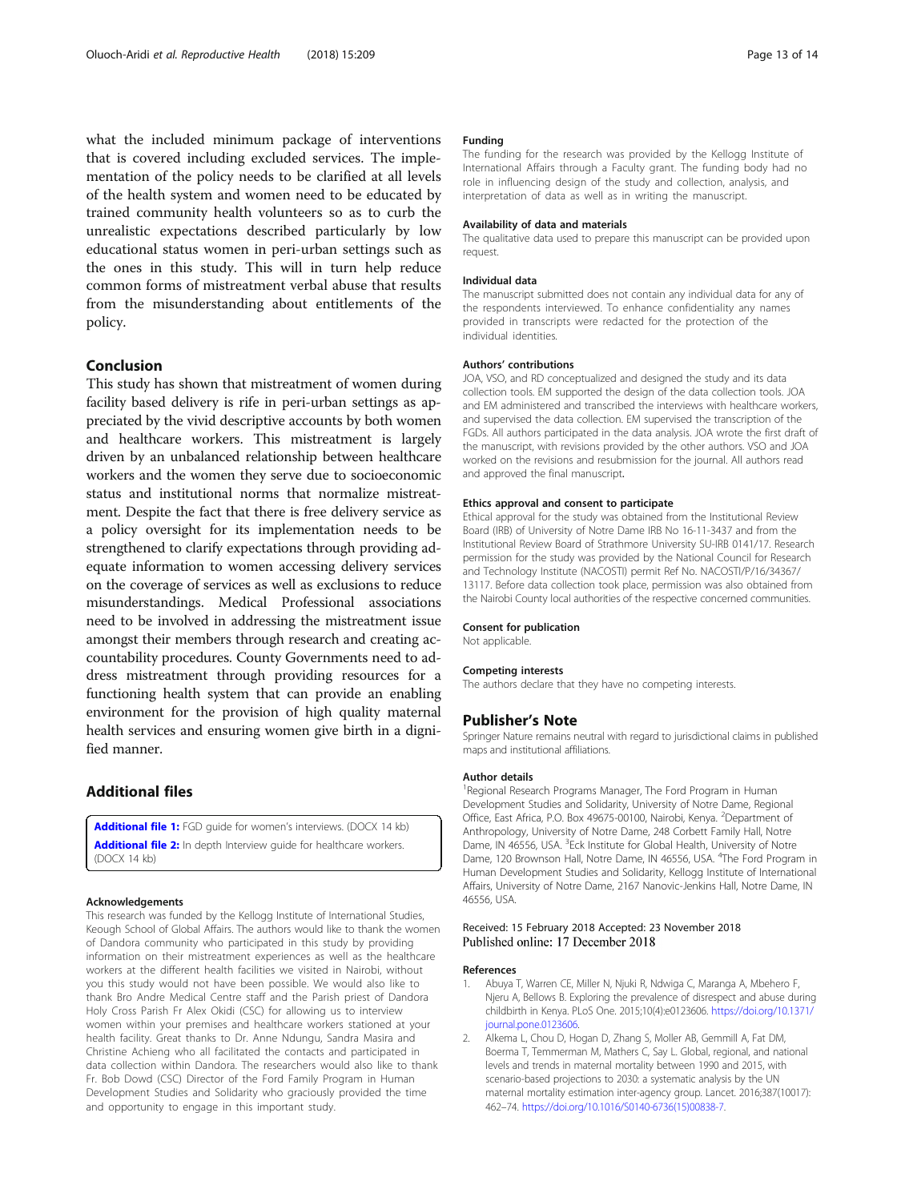what the included minimum package of interventions that is covered including excluded services. The implementation of the policy needs to be clarified at all levels of the health system and women need to be educated by trained community health volunteers so as to curb the unrealistic expectations described particularly by low educational status women in peri-urban settings such as the ones in this study. This will in turn help reduce common forms of mistreatment verbal abuse that results from the misunderstanding about entitlements of the policy.

## Conclusion

This study has shown that mistreatment of women during facility based delivery is rife in peri-urban settings as appreciated by the vivid descriptive accounts by both women and healthcare workers. This mistreatment is largely driven by an unbalanced relationship between healthcare workers and the women they serve due to socioeconomic status and institutional norms that normalize mistreatment. Despite the fact that there is free delivery service as a policy oversight for its implementation needs to be strengthened to clarify expectations through providing adequate information to women accessing delivery services on the coverage of services as well as exclusions to reduce misunderstandings. Medical Professional associations need to be involved in addressing the mistreatment issue amongst their members through research and creating accountability procedures. County Governments need to address mistreatment through providing resources for a functioning health system that can provide an enabling environment for the provision of high quality maternal health services and ensuring women give birth in a dignified manner.

## Additional files

**Additional file 1:** FGD guide for women's interviews. (DOCX 14 kb)
**Additional file 2:** In depth Interview guide for healthcare workers. (DOCX 14 kb)

### Acknowledgements

This research was funded by the Kellogg Institute of International Studies, Keough School of Global Affairs. The authors would like to thank the women of Dandora community who participated in this study by providing information on their mistreatment experiences as well as the healthcare workers at the different health facilities we visited in Nairobi, without you this study would not have been possible. We would also like to thank Bro Andre Medical Centre staff and the Parish priest of Dandora Holy Cross Parish Fr Alex Okidi (CSC) for allowing us to interview women within your premises and healthcare workers stationed at your health facility. Great thanks to Dr. Anne Ndungu, Sandra Masira and Christine Achieng who all facilitated the contacts and participated in data collection within Dandora. The researchers would also like to thank Fr. Bob Dowd (CSC) Director of the Ford Family Program in Human Development Studies and Solidarity who graciously provided the time and opportunity to engage in this important study.

### Funding

The funding for the research was provided by the Kellogg Institute of International Affairs through a Faculty grant. The funding body had no role in influencing design of the study and collection, analysis, and interpretation of data as well as in writing the manuscript.

### Availability of data and materials

The qualitative data used to prepare this manuscript can be provided upon request.

### Individual data

The manuscript submitted does not contain any individual data for any of the respondents interviewed. To enhance confidentiality any names provided in transcripts were redacted for the protection of the individual identities.

### Authors' contributions

JOA, VSO, and RD conceptualized and designed the study and its data collection tools. EM supported the design of the data collection tools. JOA and EM administered and transcribed the interviews with healthcare workers, and supervised the data collection. EM supervised the transcription of the FGDs. All authors participated in the data analysis. JOA wrote the first draft of the manuscript, with revisions provided by the other authors. VSO and JOA worked on the revisions and resubmission for the journal. All authors read and approved the final manuscript.

### Ethics approval and consent to participate

Ethical approval for the study was obtained from the Institutional Review Board (IRB) of University of Notre Dame IRB No 16-11-3437 and from the Institutional Review Board of Strathmore University SU-IRB 0141/17. Research permission for the study was provided by the National Council for Research and Technology Institute (NACOSTI) permit Ref No. NACOSTI/P/16/34367/13117. Before data collection took place, permission was also obtained from the Nairobi County local authorities of the respective concerned communities.

### Consent for publication

Not applicable.

### Competing interests

The authors declare that they have no competing interests.

## Publisher's Note

Springer Nature remains neutral with regard to jurisdictional claims in published maps and institutional affiliations.

### Author details

[1]Regional Research Programs Manager, The Ford Program in Human Development Studies and Solidarity, University of Notre Dame, Regional Office, East Africa, P.O. Box 49675-00100, Nairobi, Kenya. [2]Department of Anthropology, University of Notre Dame, 248 Corbett Family Hall, Notre Dame, IN 46556, USA. [3]Eck Institute for Global Health, University of Notre Dame, 120 Brownson Hall, Notre Dame, IN 46556, USA. [4]The Ford Program in Human Development Studies and Solidarity, Kellogg Institute of International Affairs, University of Notre Dame, 2167 Nanovic-Jenkins Hall, Notre Dame, IN 46556, USA.

Received: 15 February 2018 Accepted: 23 November 2018
Published online: 17 December 2018

### References

1. Abuya T, Warren CE, Miller N, Njuki R, Ndwiga C, Maranga A, Mbehero F, Njeru A, Bellows B. Exploring the prevalence of disrespect and abuse during childbirth in Kenya. PLoS One. 2015;10(4):e0123606. https://doi.org/10.1371/journal.pone.0123606.
2. Alkema L, Chou D, Hogan D, Zhang S, Moller AB, Gemmill A, Fat DM, Boerma T, Temmerman M, Mathers C, Say L. Global, regional, and national levels and trends in maternal mortality between 1990 and 2015, with scenario-based projections to 2030: a systematic analysis by the UN maternal mortality estimation inter-agency group. Lancet. 2016;387(10017):462–74. https://doi.org/10.1016/S0140-6736(15)00838-7.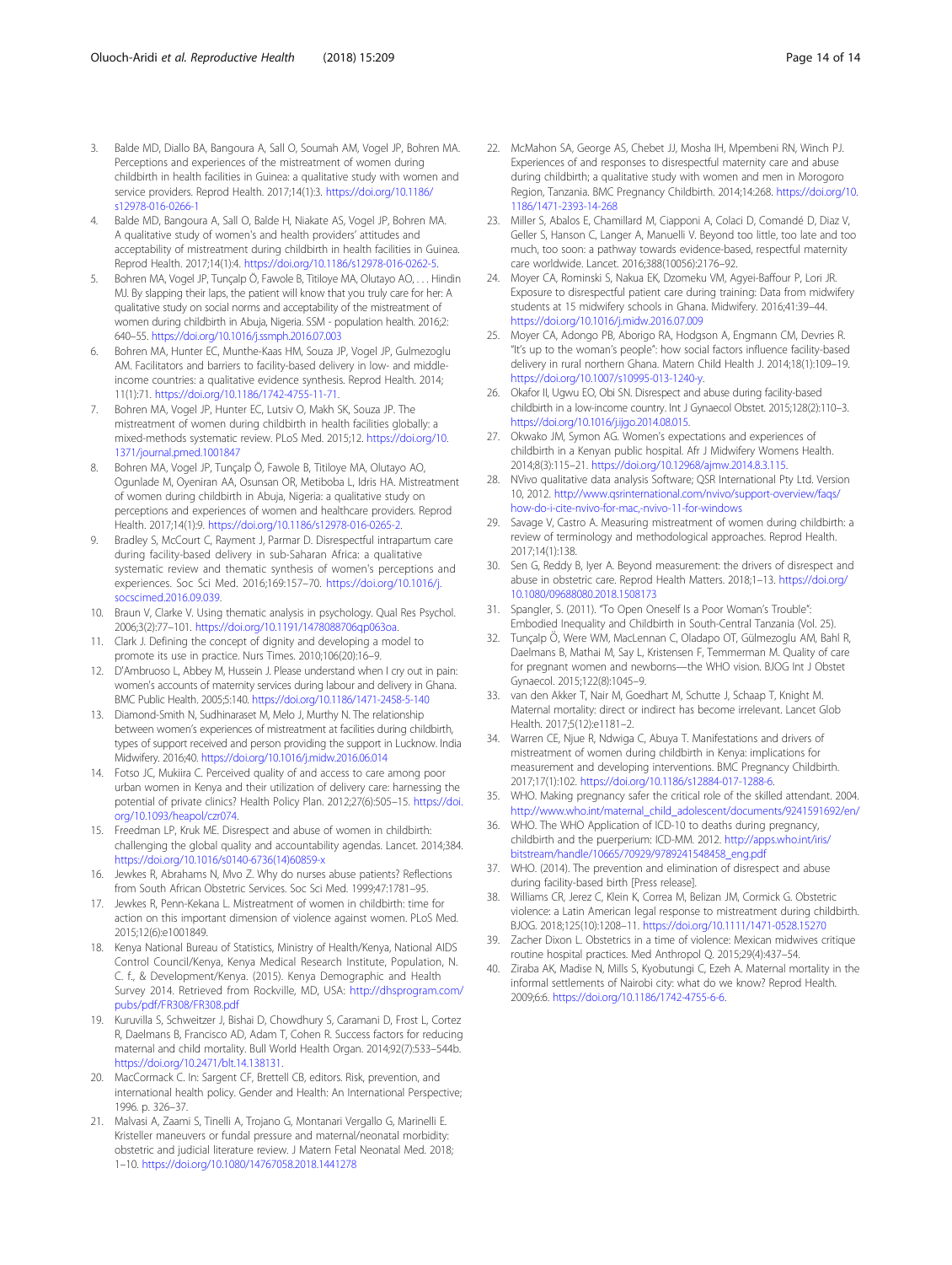3. Balde MD, Diallo BA, Bangoura A, Sall O, Soumah AM, Vogel JP, Bohren MA. Perceptions and experiences of the mistreatment of women during childbirth in health facilities in Guinea: a qualitative study with women and service providers. Reprod Health. 2017;14(1):3. https://doi.org/10.1186/s12978-016-0266-1
4. Balde MD, Bangoura A, Sall O, Balde H, Niakate AS, Vogel JP, Bohren MA. A qualitative study of women's and health providers' attitudes and acceptability of mistreatment during childbirth in health facilities in Guinea. Reprod Health. 2017;14(1):4. https://doi.org/10.1186/s12978-016-0262-5.
5. Bohren MA, Vogel JP, Tunçalp Ö, Fawole B, Titiloye MA, Olutayo AO, . . . Hindin MJ. By slapping their laps, the patient will know that you truly care for her: A qualitative study on social norms and acceptability of the mistreatment of women during childbirth in Abuja, Nigeria. SSM - population health. 2016;2: 640–55. https://doi.org/10.1016/j.ssmph.2016.07.003
6. Bohren MA, Hunter EC, Munthe-Kaas HM, Souza JP, Vogel JP, Gulmezoglu AM. Facilitators and barriers to facility-based delivery in low- and middle-income countries: a qualitative evidence synthesis. Reprod Health. 2014; 11(1):71. https://doi.org/10.1186/1742-4755-11-71.
7. Bohren MA, Vogel JP, Hunter EC, Lutsiv O, Makh SK, Souza JP. The mistreatment of women during childbirth in health facilities globally: a mixed-methods systematic review. PLoS Med. 2015;12. https://doi.org/10.1371/journal.pmed.1001847
8. Bohren MA, Vogel JP, Tunçalp Ö, Fawole B, Titiloye MA, Olutayo AO, Ogunlade M, Oyeniran AA, Osunsan OR, Metiboba L, Idris HA. Mistreatment of women during childbirth in Abuja, Nigeria: a qualitative study on perceptions and experiences of women and healthcare providers. Reprod Health. 2017;14(1):9. https://doi.org/10.1186/s12978-016-0265-2.
9. Bradley S, McCourt C, Rayment J, Parmar D. Disrespectful intrapartum care during facility-based delivery in sub-Saharan Africa: a qualitative systematic review and thematic synthesis of women's perceptions and experiences. Soc Sci Med. 2016;169:157–70. https://doi.org/10.1016/j.socscimed.2016.09.039.
10. Braun V, Clarke V. Using thematic analysis in psychology. Qual Res Psychol. 2006;3(2):77–101. https://doi.org/10.1191/1478088706qp063oa.
11. Clark J. Defining the concept of dignity and developing a model to promote its use in practice. Nurs Times. 2010;106(20):16–9.
12. D'Ambruoso L, Abbey M, Hussein J. Please understand when I cry out in pain: women's accounts of maternity services during labour and delivery in Ghana. BMC Public Health. 2005;5:140. https://doi.org/10.1186/1471-2458-5-140
13. Diamond-Smith N, Sudhinaraset M, Melo J, Murthy N. The relationship between women's experiences of mistreatment at facilities during childbirth, types of support received and person providing the support in Lucknow. India Midwifery. 2016;40. https://doi.org/10.1016/j.midw.2016.06.014
14. Fotso JC, Mukiira C. Perceived quality of and access to care among poor urban women in Kenya and their utilization of delivery care: harnessing the potential of private clinics? Health Policy Plan. 2012;27(6):505–15. https://doi.org/10.1093/heapol/czr074.
15. Freedman LP, Kruk ME. Disrespect and abuse of women in childbirth: challenging the global quality and accountability agendas. Lancet. 2014;384. https://doi.org/10.1016/s0140-6736(14)60859-x
16. Jewkes R, Abrahams N, Mvo Z. Why do nurses abuse patients? Reflections from South African Obstetric Services. Soc Sci Med. 1999;47:1781–95.
17. Jewkes R, Penn-Kekana L. Mistreatment of women in childbirth: time for action on this important dimension of violence against women. PLoS Med. 2015;12(6):e1001849.
18. Kenya National Bureau of Statistics, Ministry of Health/Kenya, National AIDS Control Council/Kenya, Kenya Medical Research Institute, Population, N. C. f., & Development/Kenya. (2015). Kenya Demographic and Health Survey 2014. Retrieved from Rockville, MD, USA: http://dhsprogram.com/pubs/pdf/FR308/FR308.pdf
19. Kuruvilla S, Schweitzer J, Bishai D, Chowdhury S, Caramani D, Frost L, Cortez R, Daelmans B, Francisco AD, Adam T, Cohen R. Success factors for reducing maternal and child mortality. Bull World Health Organ. 2014;92(7):533–544b. https://doi.org/10.2471/blt.14.138131.
20. MacCormack C. In: Sargent CF, Brettell CB, editors. Risk, prevention, and international health policy. Gender and Health: An International Perspective; 1996. p. 326–37.
21. Malvasi A, Zaami S, Tinelli A, Trojano G, Montanari Vergallo G, Marinelli E. Kristeller maneuvers or fundal pressure and maternal/neonatal morbidity: obstetric and judicial literature review. J Matern Fetal Neonatal Med. 2018; 1–10. https://doi.org/10.1080/14767058.2018.1441278
22. McMahon SA, George AS, Chebet JJ, Mosha IH, Mpembeni RN, Winch PJ. Experiences of and responses to disrespectful maternity care and abuse during childbirth; a qualitative study with women and men in Morogoro Region, Tanzania. BMC Pregnancy Childbirth. 2014;14:268. https://doi.org/10.1186/1471-2393-14-268
23. Miller S, Abalos E, Chamillard M, Ciapponi A, Colaci D, Comandé D, Diaz V, Geller S, Hanson C, Langer A, Manuelli V. Beyond too little, too late and too much, too soon: a pathway towards evidence-based, respectful maternity care worldwide. Lancet. 2016;388(10056):2176–92.
24. Moyer CA, Rominski S, Nakua EK, Dzomeku VM, Agyei-Baffour P, Lori JR. Exposure to disrespectful patient care during training: Data from midwifery students at 15 midwifery schools in Ghana. Midwifery. 2016;41:39–44. https://doi.org/10.1016/j.midw.2016.07.009
25. Moyer CA, Adongo PB, Aborigo RA, Hodgson A, Engmann CM, Devries R. "It's up to the woman's people": how social factors influence facility-based delivery in rural northern Ghana. Matern Child Health J. 2014;18(1):109–19. https://doi.org/10.1007/s10995-013-1240-y.
26. Okafor II, Ugwu EO, Obi SN. Disrespect and abuse during facility-based childbirth in a low-income country. Int J Gynaecol Obstet. 2015;128(2):110–3. https://doi.org/10.1016/j.ijgo.2014.08.015.
27. Okwako JM, Symon AG. Women's expectations and experiences of childbirth in a Kenyan public hospital. Afr J Midwifery Womens Health. 2014;8(3):115–21. https://doi.org/10.12968/ajmw.2014.8.3.115.
28. NVivo qualitative data analysis Software; QSR International Pty Ltd. Version 10, 2012. http://www.qsrinternational.com/nvivo/support-overview/faqs/how-do-i-cite-nvivo-for-mac,-nvivo-11-for-windows
29. Savage V, Castro A. Measuring mistreatment of women during childbirth: a review of terminology and methodological approaches. Reprod Health. 2017;14(1):138.
30. Sen G, Reddy B, Iyer A. Beyond measurement: the drivers of disrespect and abuse in obstetric care. Reprod Health Matters. 2018;1–13. https://doi.org/10.1080/09688080.2018.1508173
31. Spangler, S. (2011). "To Open Oneself Is a Poor Woman's Trouble": Embodied Inequality and Childbirth in South-Central Tanzania (Vol. 25).
32. Tunçalp Ö, Were WM, MacLennan C, Oladapo OT, Gülmezoglu AM, Bahl R, Daelmans B, Mathai M, Say L, Kristensen F, Temmerman M. Quality of care for pregnant women and newborns—the WHO vision. BJOG Int J Obstet Gynaecol. 2015;122(8):1045–9.
33. van den Akker T, Nair M, Goedhart M, Schutte J, Schaap T, Knight M. Maternal mortality: direct or indirect has become irrelevant. Lancet Glob Health. 2017;5(12):e1181–2.
34. Warren CE, Njue R, Ndwiga C, Abuya T. Manifestations and drivers of mistreatment of women during childbirth in Kenya: implications for measurement and developing interventions. BMC Pregnancy Childbirth. 2017;17(1):102. https://doi.org/10.1186/s12884-017-1288-6.
35. WHO. Making pregnancy safer the critical role of the skilled attendant. 2004. http://www.who.int/maternal_child_adolescent/documents/9241591692/en/
36. WHO. The WHO Application of ICD-10 to deaths during pregnancy, childbirth and the puerperium: ICD-MM. 2012. http://apps.who.int/iris/bitstream/handle/10665/70929/9789241548458_eng.pdf
37. WHO. (2014). The prevention and elimination of disrespect and abuse during facility-based birth [Press release].
38. Williams CR, Jerez C, Klein K, Correa M, Belizan JM, Cormick G. Obstetric violence: a Latin American legal response to mistreatment during childbirth. BJOG. 2018;125(10):1208–11. https://doi.org/10.1111/1471-0528.15270
39. Zacher Dixon L. Obstetrics in a time of violence: Mexican midwives critique routine hospital practices. Med Anthropol Q. 2015;29(4):437–54.
40. Ziraba AK, Madise N, Mills S, Kyobutungi C, Ezeh A. Maternal mortality in the informal settlements of Nairobi city: what do we know? Reprod Health. 2009;6:6. https://doi.org/10.1186/1742-4755-6-6.